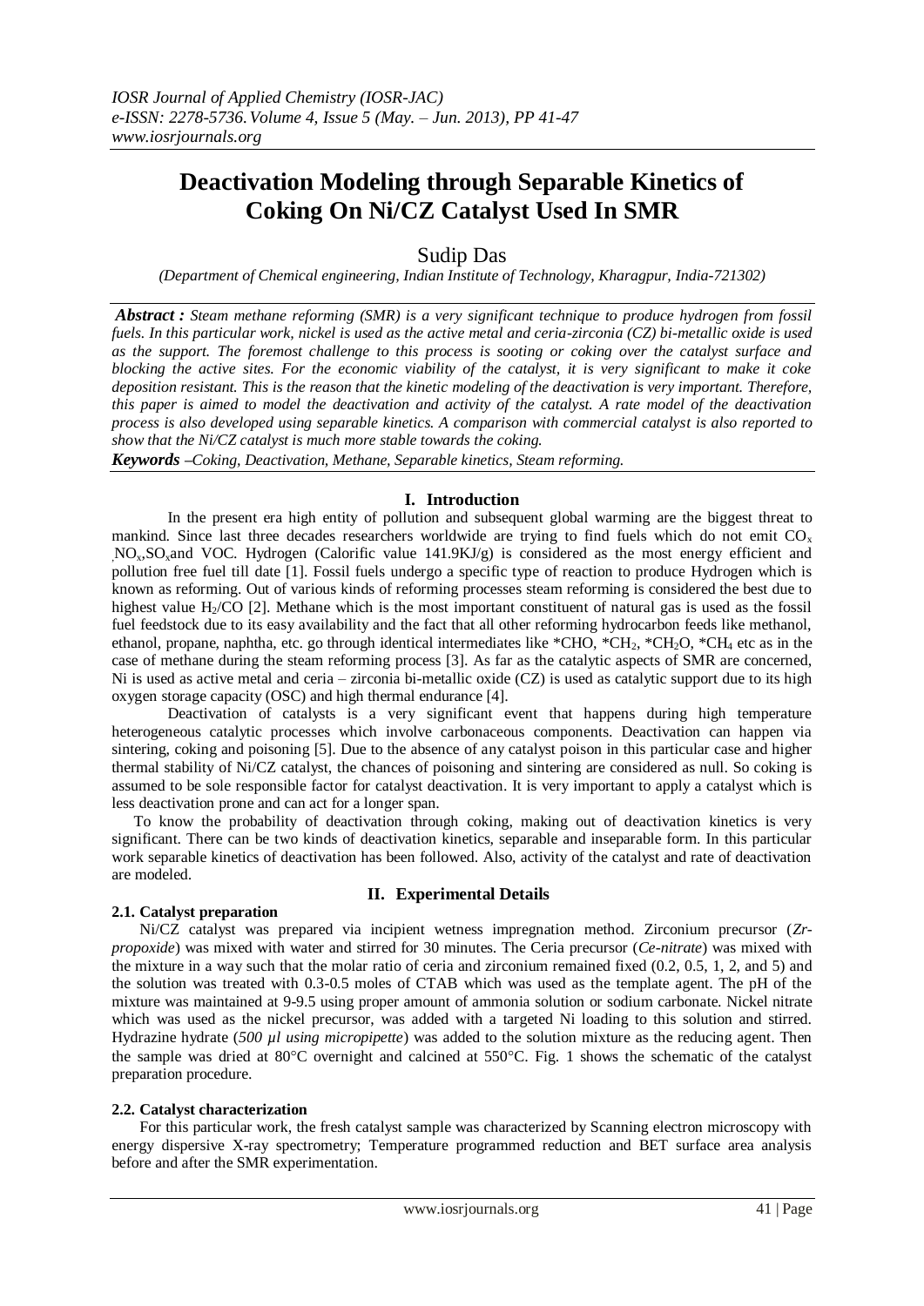# Deactivation Modeling through Separable Kinetics of Coking On Ni/CZ Catalyst Used In SMR

Sudip Das

*(Department of Chemical engineering, Indian Institute of Technology, Kharagpur, India-721302)*

***Abstract :*** *Steam methane reforming (SMR) is a very significant technique to produce hydrogen from fossil fuels. In this particular work, nickel is used as the active metal and ceria-zirconia (CZ) bi-metallic oxide is used as the support. The foremost challenge to this process is sooting or coking over the catalyst surface and blocking the active sites. For the economic viability of the catalyst, it is very significant to make it coke deposition resistant. This is the reason that the kinetic modeling of the deactivation is very important. Therefore, this paper is aimed to model the deactivation and activity of the catalyst. A rate model of the deactivation process is also developed using separable kinetics. A comparison with commercial catalyst is also reported to show that the Ni/CZ catalyst is much more stable towards the coking.*

***Keywords*** *–Coking, Deactivation, Methane, Separable kinetics, Steam reforming.*

## I. Introduction

In the present era high entity of pollution and subsequent global warming are the biggest threat to mankind. Since last three decades researchers worldwide are trying to find fuels which do not emit $CO_x$ ,$NO_x$,$SO_x$and VOC. Hydrogen (Calorific value 141.9KJ/g) is considered as the most energy efficient and pollution free fuel till date [1]. Fossil fuels undergo a specific type of reaction to produce Hydrogen which is known as reforming. Out of various kinds of reforming processes steam reforming is considered the best due to highest value $H_2/CO$ [2]. Methane which is the most important constituent of natural gas is used as the fossil fuel feedstock due to its easy availability and the fact that all other reforming hydrocarbon feeds like methanol, ethanol, propane, naphtha, etc. go through identical intermediates like *CHO, $^*CH_2$, $^*CH_2O$, $^*CH_4$ etc as in the case of methane during the steam reforming process [3]. As far as the catalytic aspects of SMR are concerned, Ni is used as active metal and ceria – zirconia bi-metallic oxide (CZ) is used as catalytic support due to its high oxygen storage capacity (OSC) and high thermal endurance [4].

Deactivation of catalysts is a very significant event that happens during high temperature heterogeneous catalytic processes which involve carbonaceous components. Deactivation can happen via sintering, coking and poisoning [5]. Due to the absence of any catalyst poison in this particular case and higher thermal stability of Ni/CZ catalyst, the chances of poisoning and sintering are considered as null. So coking is assumed to be sole responsible factor for catalyst deactivation. It is very important to apply a catalyst which is less deactivation prone and can act for a longer span.

To know the probability of deactivation through coking, making out of deactivation kinetics is very significant. There can be two kinds of deactivation kinetics, separable and inseparable form. In this particular work separable kinetics of deactivation has been followed. Also, activity of the catalyst and rate of deactivation are modeled.

## II. Experimental Details

### 2.1. Catalyst preparation

Ni/CZ catalyst was prepared via incipient wetness impregnation method. Zirconium precursor (*Zr-propoxide*) was mixed with water and stirred for 30 minutes. The Ceria precursor (*Ce-nitrate*) was mixed with the mixture in a way such that the molar ratio of ceria and zirconium remained fixed (0.2, 0.5, 1, 2, and 5) and the solution was treated with 0.3-0.5 moles of CTAB which was used as the template agent. The pH of the mixture was maintained at 9-9.5 using proper amount of ammonia solution or sodium carbonate. Nickel nitrate which was used as the nickel precursor, was added with a targeted Ni loading to this solution and stirred. Hydrazine hydrate (*500 µl using micropipette*) was added to the solution mixture as the reducing agent. Then the sample was dried at 80°C overnight and calcined at 550°C. Fig. 1 shows the schematic of the catalyst preparation procedure.

### 2.2. Catalyst characterization

For this particular work, the fresh catalyst sample was characterized by Scanning electron microscopy with energy dispersive X-ray spectrometry; Temperature programmed reduction and BET surface area analysis before and after the SMR experimentation.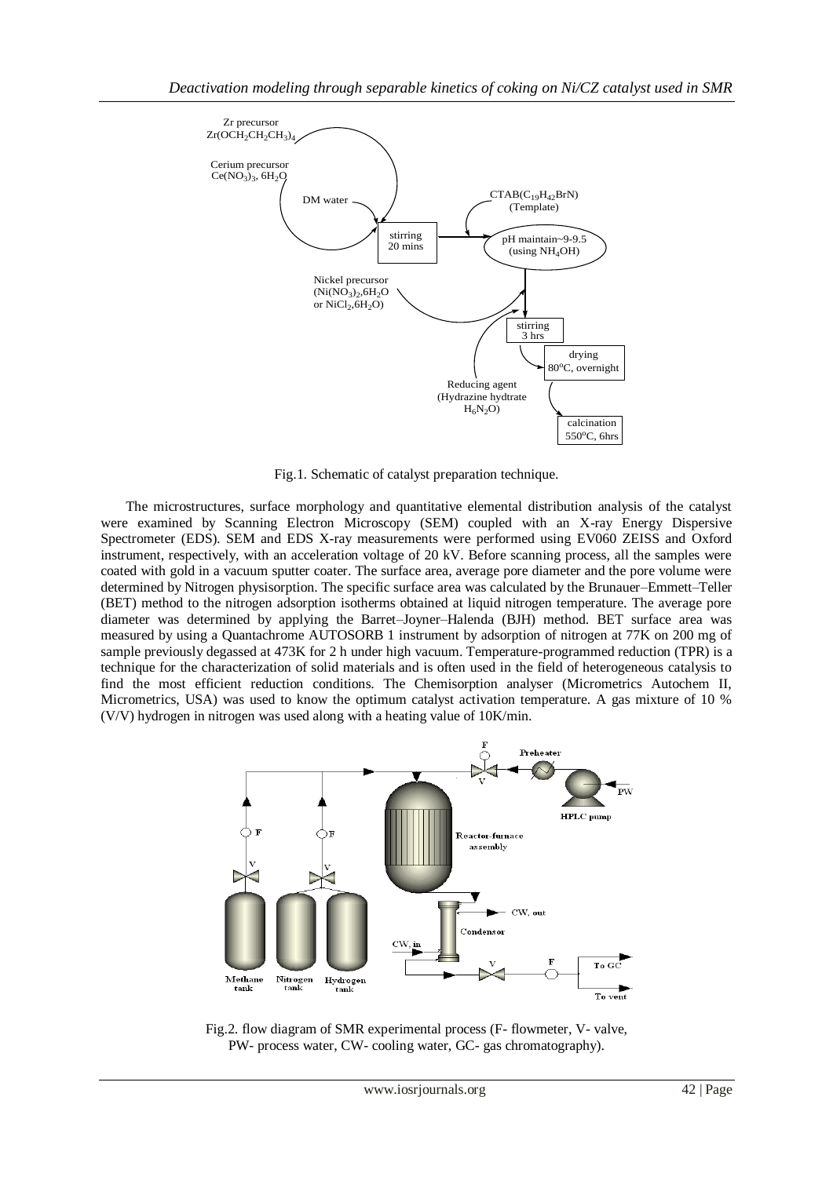Fig.1. Schematic of catalyst preparation technique.

The microstructures, surface morphology and quantitative elemental distribution analysis of the catalyst were examined by Scanning Electron Microscopy (SEM) coupled with an X-ray Energy Dispersive Spectrometer (EDS). SEM and EDS X-ray measurements were performed using EV060 ZEISS and Oxford instrument, respectively, with an acceleration voltage of 20 kV. Before scanning process, all the samples were coated with gold in a vacuum sputter coater. The surface area, average pore diameter and the pore volume were determined by Nitrogen physisorption. The specific surface area was calculated by the Brunauer–Emmett–Teller (BET) method to the nitrogen adsorption isotherms obtained at liquid nitrogen temperature. The average pore diameter was determined by applying the Barret–Joyner–Halenda (BJH) method. BET surface area was measured by using a Quantachrome AUTOSORB 1 instrument by adsorption of nitrogen at 77K on 200 mg of sample previously degassed at 473K for 2 h under high vacuum. Temperature-programmed reduction (TPR) is a technique for the characterization of solid materials and is often used in the field of heterogeneous catalysis to find the most efficient reduction conditions. The Chemisorption analyser (Micrometrics Autochem II, Micrometrics, USA) was used to know the optimum catalyst activation temperature. A gas mixture of 10 % (V/V) hydrogen in nitrogen was used along with a heating value of 10K/min.

Fig.2. flow diagram of SMR experimental process (F- flowmeter, V- valve, PW- process water, CW- cooling water, GC- gas chromatography).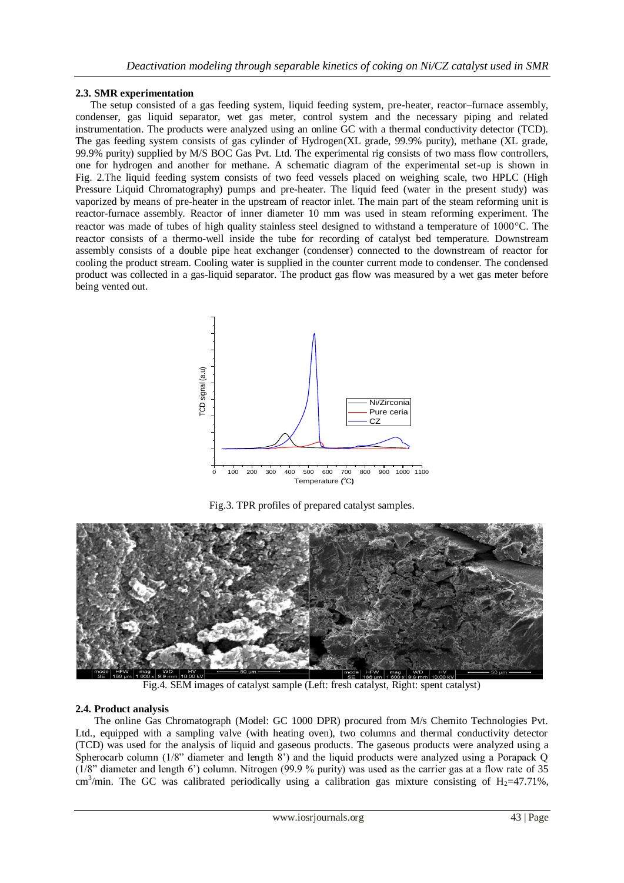### 2.3. SMR experimentation

The setup consisted of a gas feeding system, liquid feeding system, pre-heater, reactor–furnace assembly, condenser, gas liquid separator, wet gas meter, control system and the necessary piping and related instrumentation. The products were analyzed using an online GC with a thermal conductivity detector (TCD). The gas feeding system consists of gas cylinder of Hydrogen(XL grade, 99.9% purity), methane (XL grade, 99.9% purity) supplied by M/S BOC Gas Pvt. Ltd. The experimental rig consists of two mass flow controllers, one for hydrogen and another for methane. A schematic diagram of the experimental set-up is shown in Fig. 2.The liquid feeding system consists of two feed vessels placed on weighing scale, two HPLC (High Pressure Liquid Chromatography) pumps and pre-heater. The liquid feed (water in the present study) was vaporized by means of pre-heater in the upstream of reactor inlet. The main part of the steam reforming unit is reactor-furnace assembly. Reactor of inner diameter 10 mm was used in steam reforming experiment. The reactor was made of tubes of high quality stainless steel designed to withstand a temperature of 1000°C. The reactor consists of a thermo-well inside the tube for recording of catalyst bed temperature. Downstream assembly consists of a double pipe heat exchanger (condenser) connected to the downstream of reactor for cooling the product stream. Cooling water is supplied in the counter current mode to condenser. The condensed product was collected in a gas-liquid separator. The product gas flow was measured by a wet gas meter before being vented out.

Fig.3. TPR profiles of prepared catalyst samples.

Fig.4. SEM images of catalyst sample (Left: fresh catalyst, Right: spent catalyst)

### 2.4. Product analysis

The online Gas Chromatograph (Model: GC 1000 DPR) procured from M/s Chemito Technologies Pvt. Ltd., equipped with a sampling valve (with heating oven), two columns and thermal conductivity detector (TCD) was used for the analysis of liquid and gaseous products. The gaseous products were analyzed using a Spherocarb column (1/8" diameter and length 8') and the liquid products were analyzed using a Porapack Q (1/8" diameter and length 6') column. Nitrogen (99.9 % purity) was used as the carrier gas at a flow rate of 35 $cm^3$/min. The GC was calibrated periodically using a calibration gas mixture consisting of $H_2$=47.71%,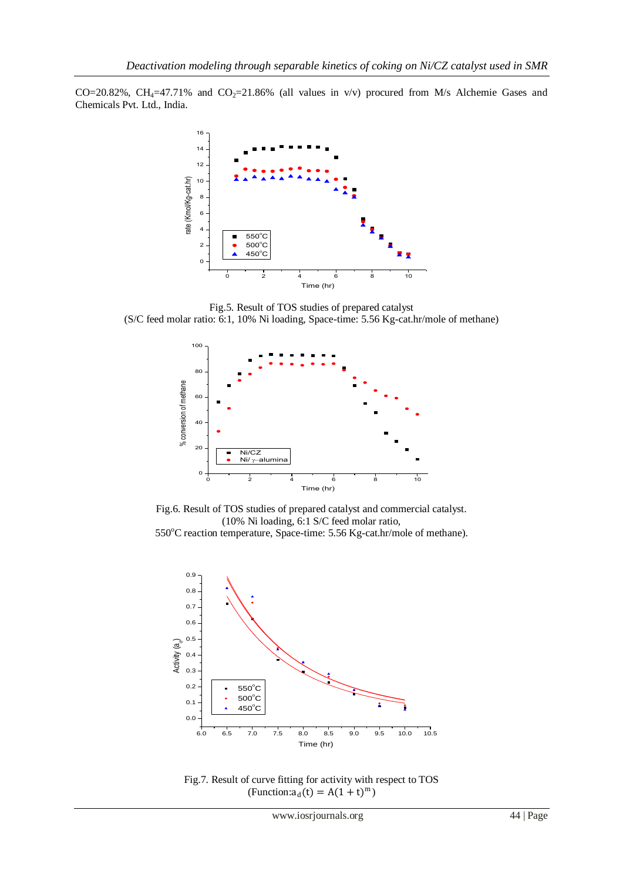CO=20.82%, $CH_4$=47.71% and $CO_2$=21.86% (all values in v/v) procured from M/s Alchemie Gases and Chemicals Pvt. Ltd., India.

Fig.5. Result of TOS studies of prepared catalyst
(S/C feed molar ratio: 6:1, 10% Ni loading, Space-time: 5.56 Kg-cat.hr/mole of methane)

Fig.6. Result of TOS studies of prepared catalyst and commercial catalyst.
(10% Ni loading, 6:1 S/C feed molar ratio,
550°C reaction temperature, Space-time: 5.56 Kg-cat.hr/mole of methane).

Fig.7. Result of curve fitting for activity with respect to TOS
(Function: $a_d(t) = A(1+t)^m$)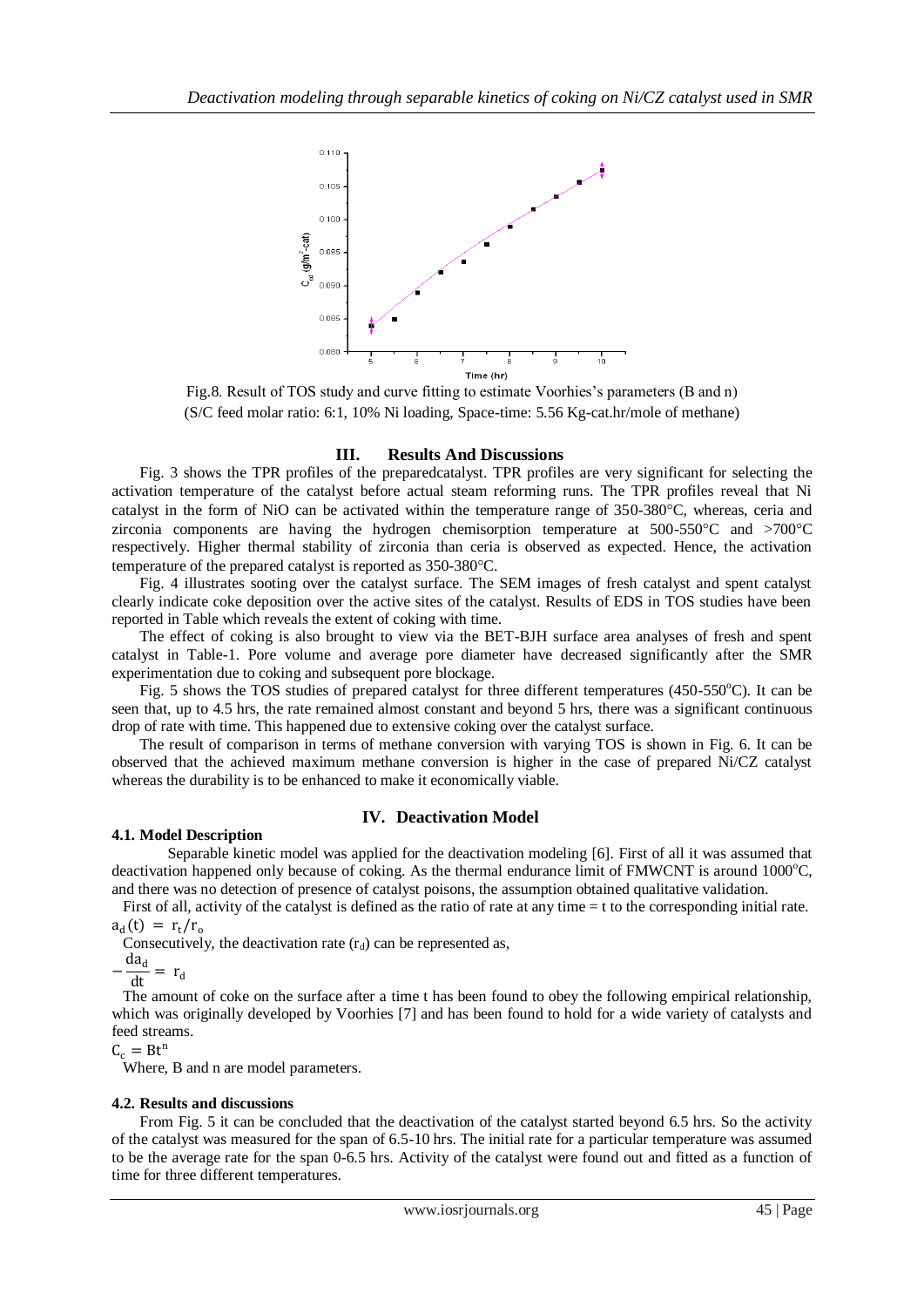Fig.8. Result of TOS study and curve fitting to estimate Voorhies's parameters (B and n) (S/C feed molar ratio: 6:1, 10% Ni loading, Space-time: 5.56 Kg-cat.hr/mole of methane)

## III. Results And Discussions

Fig. 3 shows the TPR profiles of the preparedcatalyst. TPR profiles are very significant for selecting the activation temperature of the catalyst before actual steam reforming runs. The TPR profiles reveal that Ni catalyst in the form of NiO can be activated within the temperature range of 350-380°C, whereas, ceria and zirconia components are having the hydrogen chemisorption temperature at 500-550°C and >700°C respectively. Higher thermal stability of zirconia than ceria is observed as expected. Hence, the activation temperature of the prepared catalyst is reported as 350-380°C.

Fig. 4 illustrates sooting over the catalyst surface. The SEM images of fresh catalyst and spent catalyst clearly indicate coke deposition over the active sites of the catalyst. Results of EDS in TOS studies have been reported in Table which reveals the extent of coking with time.

The effect of coking is also brought to view via the BET-BJH surface area analyses of fresh and spent catalyst in Table-1. Pore volume and average pore diameter have decreased significantly after the SMR experimentation due to coking and subsequent pore blockage.

Fig. 5 shows the TOS studies of prepared catalyst for three different temperatures (450-550°C). It can be seen that, up to 4.5 hrs, the rate remained almost constant and beyond 5 hrs, there was a significant continuous drop of rate with time. This happened due to extensive coking over the catalyst surface.

The result of comparison in terms of methane conversion with varying TOS is shown in Fig. 6. It can be observed that the achieved maximum methane conversion is higher in the case of prepared Ni/CZ catalyst whereas the durability is to be enhanced to make it economically viable.

## IV. Deactivation Model

### 4.1. Model Description

Separable kinetic model was applied for the deactivation modeling [6]. First of all it was assumed that deactivation happened only because of coking. As the thermal endurance limit of FMWCNT is around 1000°C, and there was no detection of presence of catalyst poisons, the assumption obtained qualitative validation.

First of all, activity of the catalyst is defined as the ratio of rate at any time = t to the corresponding initial rate.

$$a_d(t) = r_t/r_o$$

Consecutively, the deactivation rate ($r_d$) can be represented as,

$$-\frac{da_d}{dt} = r_d$$

The amount of coke on the surface after a time t has been found to obey the following empirical relationship, which was originally developed by Voorhies [7] and has been found to hold for a wide variety of catalysts and feed streams.

$$C_c = Bt^n$$

Where, B and n are model parameters.

### 4.2. Results and discussions

From Fig. 5 it can be concluded that the deactivation of the catalyst started beyond 6.5 hrs. So the activity of the catalyst was measured for the span of 6.5-10 hrs. The initial rate for a particular temperature was assumed to be the average rate for the span 0-6.5 hrs. Activity of the catalyst were found out and fitted as a function of time for three different temperatures.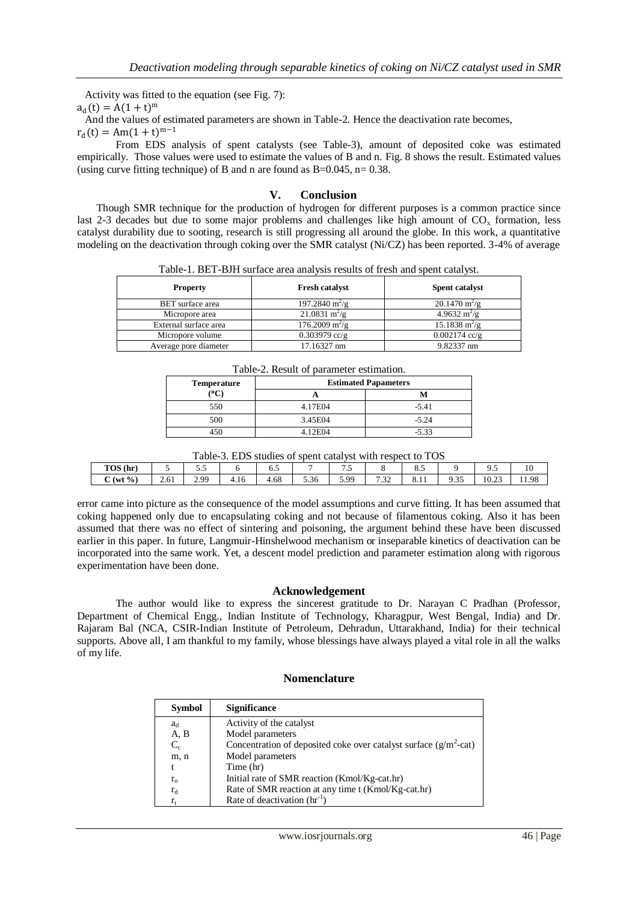Activity was fitted to the equation (see Fig. 7):

$a_d(t) = A(1+t)^m$

And the values of estimated parameters are shown in Table-2. Hence the deactivation rate becomes,

$r_d(t) = Am(1+t)^{m-1}$

From EDS analysis of spent catalysts (see Table-3), amount of deposited coke was estimated empirically. Those values were used to estimate the values of B and n. Fig. 8 shows the result. Estimated values (using curve fitting technique) of B and n are found as B=0.045, n= 0.38.

## V. Conclusion

Though SMR technique for the production of hydrogen for different purposes is a common practice since last 2-3 decades but due to some major problems and challenges like high amount of $CO_x$ formation, less catalyst durability due to sooting, research is still progressing all around the globe. In this work, a quantitative modeling on the deactivation through coking over the SMR catalyst (Ni/CZ) has been reported. 3-4% of average error came into picture as the consequence of the model assumptions and curve fitting. It has been assumed that coking happened only due to encapsulating coking and not because of filamentous coking. Also it has been assumed that there was no effect of sintering and poisoning, the argument behind these have been discussed earlier in this paper. In future, Langmuir-Hinshelwood mechanism or inseparable kinetics of deactivation can be incorporated into the same work. Yet, a descent model prediction and parameter estimation along with rigorous experimentation have been done.

Table-1. BET-BJH surface area analysis results of fresh and spent catalyst.

| Property | Fresh catalyst | Spent catalyst |
|---|---|---|
| BET surface area | 197.2840 $m^2/g$ | 20.1470 $m^2/g$ |
| Micropore area | 21.0831 $m^2/g$ | 4.9632 $m^2/g$ |
| External surface area | 176.2009 $m^2/g$ | 15.1838 $m^2/g$ |
| Micropore volume | 0.303979 cc/g | 0.002174 cc/g |
| Average pore diameter | 17.16327 nm | 9.82337 nm |

Table-2. Result of parameter estimation.

| Temperature (°C) | Estimated Papameters | |
|---|---|---|
| | A | M |
| 550 | 4.17E04 | -5.41 |
| 500 | 3.45E04 | -5.24 |
| 450 | 4.12E04 | -5.33 |

Table-3. EDS studies of spent catalyst with respect to TOS

| TOS (hr) | 5 | 5.5 | 6 | 6.5 | 7 | 7.5 | 8 | 8.5 | 9 | 9.5 | 10 |
|---|---|---|---|---|---|---|---|---|---|---|---|
| C (wt %) | 2.61 | 2.99 | 4.16 | 4.68 | 5.36 | 5.99 | 7.32 | 8.11 | 9.35 | 10.23 | 11.98 |

## Acknowledgement

The author would like to express the sincerest gratitude to Dr. Narayan C Pradhan (Professor, Department of Chemical Engg., Indian Institute of Technology, Kharagpur, West Bengal, India) and Dr. Rajaram Bal (NCA, CSIR-Indian Institute of Petroleum, Dehradun, Uttarakhand, India) for their technical supports. Above all, I am thankful to my family, whose blessings have always played a vital role in all the walks of my life.

## Nomenclature

| Symbol | Significance |
|---|---|
| $a_d$ | Activity of the catalyst |
| A, B | Model parameters |
| $C_c$ | Concentration of deposited coke over catalyst surface ($g/m^2$-cat) |
| m, n | Model parameters |
| t | Time (hr) |
| $r_o$ | Initial rate of SMR reaction (Kmol/Kg-cat.hr) |
| $r_d$ | Rate of SMR reaction at any time t (Kmol/Kg-cat.hr) |
| $r_t$ | Rate of deactivation ($hr^{-1}$) |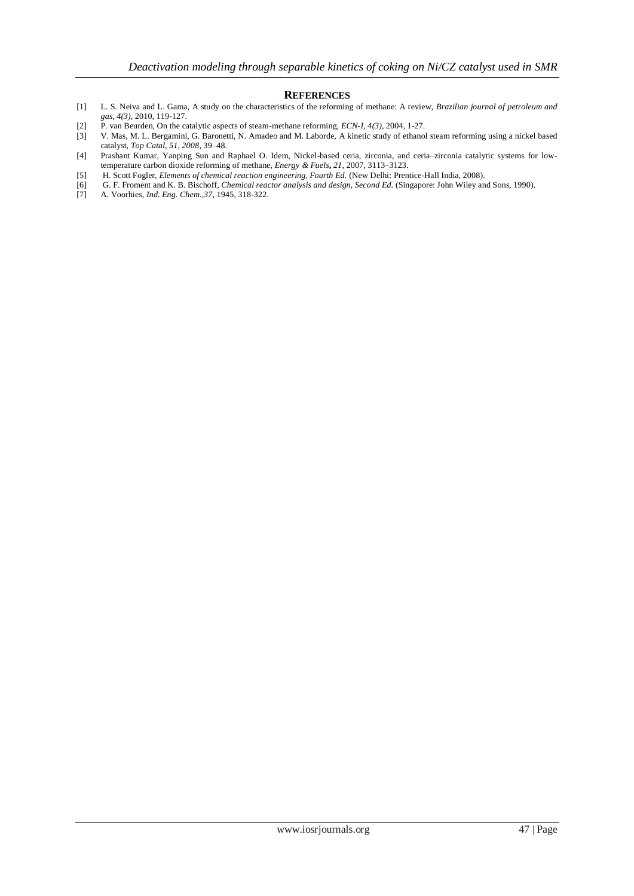## REFERENCES

[1] L. S. Neiva and L. Gama, A study on the characteristics of the reforming of methane: A review, *Brazilian journal of petroleum and gas, 4(3),* 2010, 119-127.

[2] P. van Beurden, On the catalytic aspects of steam-methane reforming, *ECN-I, 4(3),* 2004, 1-27.

[3] V. Mas, M. L. Bergamini, G. Baronetti, N. Amadeo and M. Laborde, A kinetic study of ethanol steam reforming using a nickel based catalyst, *Top Catal, 51, 2008,* 39–48.

[4] Prashant Kumar, Yanping Sun and Raphael O. Idem, Nickel-based ceria, zirconia, and ceria–zirconia catalytic systems for low-temperature carbon dioxide reforming of methane, *Energy & Fuels***,** *21,* 2007, 3113–3123.

[5] H. Scott Fogler, *Elements of chemical reaction engineering, Fourth Ed.* (New Delhi: Prentice-Hall India, 2008).

[6] G. F. Froment and K. B. Bischoff, *Chemical reactor analysis and design, Second Ed.* (Singapore: John Wiley and Sons, 1990).

[7] A. Voorhies, *Ind. Eng. Chem.,37,* 1945, 318-322.